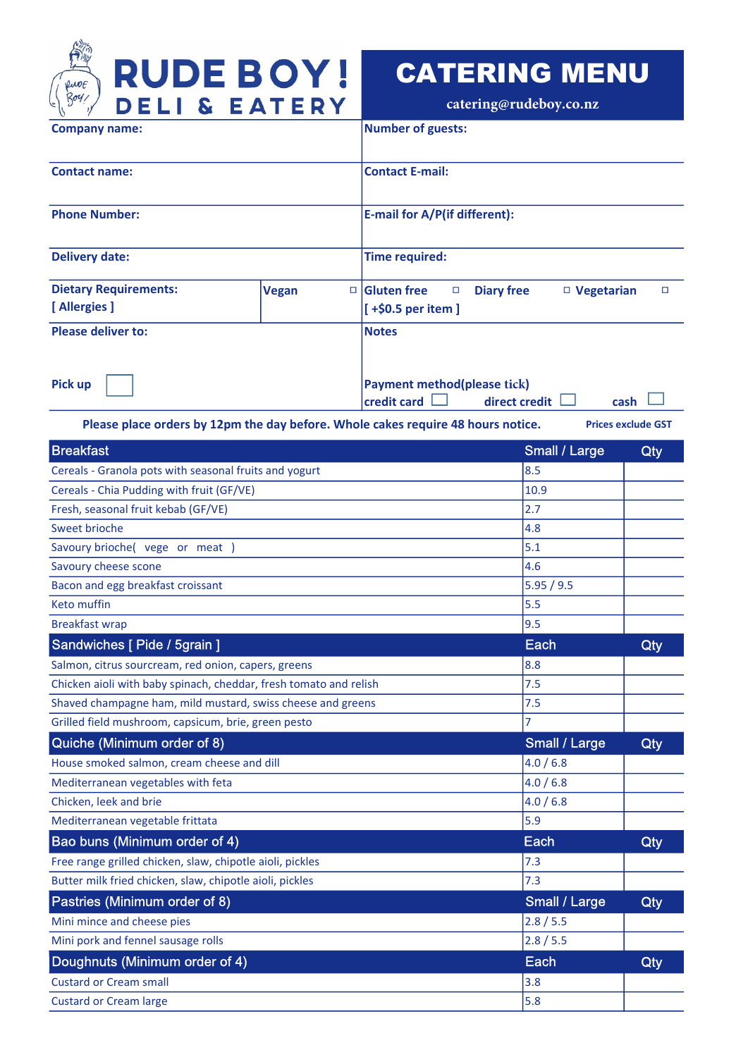# RUDE BOY! DELI & EATERY

# CATERING MENU

catering@rudeboy.co.nz

| | | | |
|---|---|---|---|
| **Company name:** | | **Number of guests:** | |
| **Contact name:** | | **Contact E-mail:** | |
| **Phone Number:** | | **E-mail for A/P(if different):** | |
| **Delivery date:** | | **Time required:** | |
| **Dietary Requirements: [ Allergies ]** | **Vegan** ☐ | **Gluten free** ☐ **Diary free** ☐ **Vegetarian** ☐ [ +$0.5 per item ] | |
| **Please deliver to:** **Pick up** ☐ | | **Notes** **Payment method(please tick)** credit card ☐ direct credit ☐ cash ☐ | |

**Please place orders by 12pm the day before. Whole cakes require 48 hours notice.** **Prices exclude GST**

| Breakfast | Small / Large | Qty |
|---|---|---|
| Cereals - Granola pots with seasonal fruits and yogurt | 8.5 | |
| Cereals - Chia Pudding with fruit (GF/VE) | 10.9 | |
| Fresh, seasonal fruit kebab (GF/VE) | 2.7 | |
| Sweet brioche | 4.8 | |
| Savoury brioche( vege or meat ) | 5.1 | |
| Savoury cheese scone | 4.6 | |
| Bacon and egg breakfast croissant | 5.95 / 9.5 | |
| Keto muffin | 5.5 | |
| Breakfast wrap | 9.5 | |
| **Sandwiches [ Pide / 5grain ]** | **Each** | **Qty** |
| Salmon, citrus sourcream, red onion, capers, greens | 8.8 | |
| Chicken aioli with baby spinach, cheddar, fresh tomato and relish | 7.5 | |
| Shaved champagne ham, mild mustard, swiss cheese and greens | 7.5 | |
| Grilled field mushroom, capsicum, brie, green pesto | 7 | |
| **Quiche (Minimum order of 8)** | **Small / Large** | **Qty** |
| House smoked salmon, cream cheese and dill | 4.0 / 6.8 | |
| Mediterranean vegetables with feta | 4.0 / 6.8 | |
| Chicken, leek and brie | 4.0 / 6.8 | |
| Mediterranean vegetable frittata | 5.9 | |
| **Bao buns (Minimum order of 4)** | **Each** | **Qty** |
| Free range grilled chicken, slaw, chipotle aioli, pickles | 7.3 | |
| Butter milk fried chicken, slaw, chipotle aioli, pickles | 7.3 | |
| **Pastries (Minimum order of 8)** | **Small / Large** | **Qty** |
| Mini mince and cheese pies | 2.8 / 5.5 | |
| Mini pork and fennel sausage rolls | 2.8 / 5.5 | |
| **Doughnuts (Minimum order of 4)** | **Each** | **Qty** |
| Custard or Cream small | 3.8 | |
| Custard or Cream large | 5.8 | |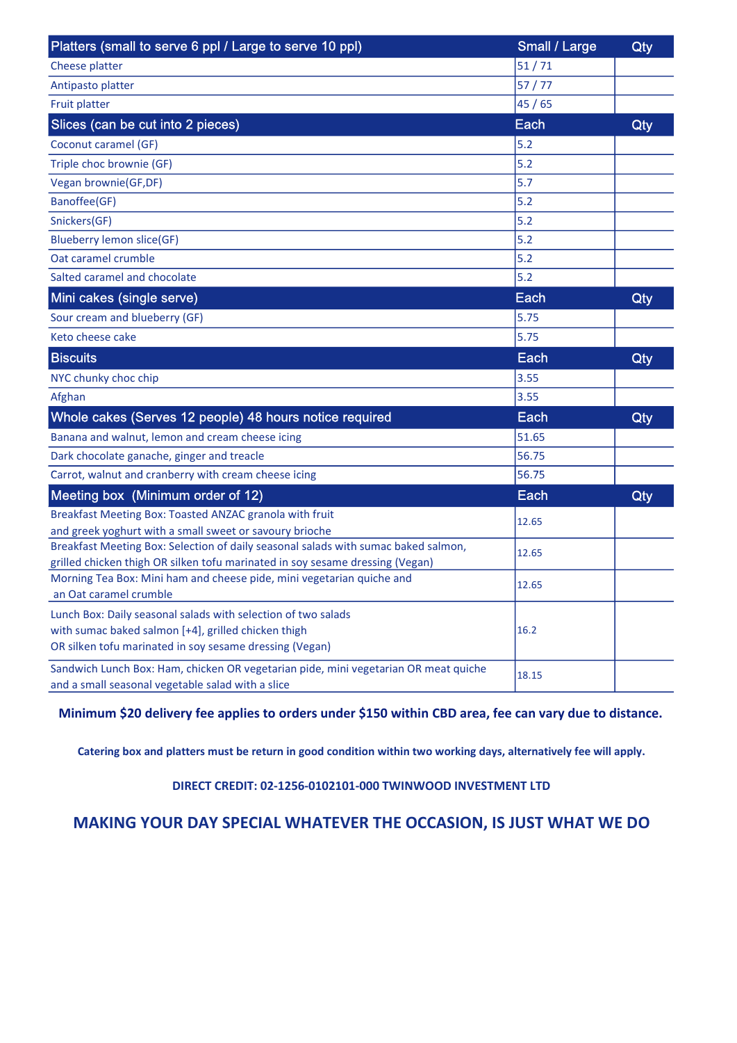| Platters (small to serve 6 ppl / Large to serve 10 ppl) | Small / Large | Qty |
|---|---|---|
| Cheese platter | 51 / 71 | |
| Antipasto platter | 57 / 77 | |
| Fruit platter | 45 / 65 | |
| **Slices (can be cut into 2 pieces)** | **Each** | **Qty** |
| Coconut caramel (GF) | 5.2 | |
| Triple choc brownie (GF) | 5.2 | |
| Vegan brownie(GF,DF) | 5.7 | |
| Banoffee(GF) | 5.2 | |
| Snickers(GF) | 5.2 | |
| Blueberry lemon slice(GF) | 5.2 | |
| Oat caramel crumble | 5.2 | |
| Salted caramel and chocolate | 5.2 | |
| **Mini cakes (single serve)** | **Each** | **Qty** |
| Sour cream and blueberry (GF) | 5.75 | |
| Keto cheese cake | 5.75 | |
| **Biscuits** | **Each** | **Qty** |
| NYC chunky choc chip | 3.55 | |
| Afghan | 3.55 | |
| **Whole cakes (Serves 12 people) 48 hours notice required** | **Each** | **Qty** |
| Banana and walnut, lemon and cream cheese icing | 51.65 | |
| Dark chocolate ganache, ginger and treacle | 56.75 | |
| Carrot, walnut and cranberry with cream cheese icing | 56.75 | |
| **Meeting box (Minimum order of 12)** | **Each** | **Qty** |
| Breakfast Meeting Box: Toasted ANZAC granola with fruit and greek yoghurt with a small sweet or savoury brioche | 12.65 | |
| Breakfast Meeting Box: Selection of daily seasonal salads with sumac baked salmon, grilled chicken thigh OR silken tofu marinated in soy sesame dressing (Vegan) | 12.65 | |
| Morning Tea Box: Mini ham and cheese pide, mini vegetarian quiche and an Oat caramel crumble | 12.65 | |
| Lunch Box: Daily seasonal salads with selection of two salads with sumac baked salmon [+4], grilled chicken thigh OR silken tofu marinated in soy sesame dressing (Vegan) | 16.2 | |
| Sandwich Lunch Box: Ham, chicken OR vegetarian pide, mini vegetarian OR meat quiche and a small seasonal vegetable salad with a slice | 18.15 | |

**Minimum $20 delivery fee applies to orders under $150 within CBD area, fee can vary due to distance.**

**Catering box and platters must be return in good condition within two working days, alternatively fee will apply.**

**DIRECT CREDIT: 02-1256-0102101-000 TWINWOOD INVESTMENT LTD**

**MAKING YOUR DAY SPECIAL WHATEVER THE OCCASION, IS JUST WHAT WE DO**